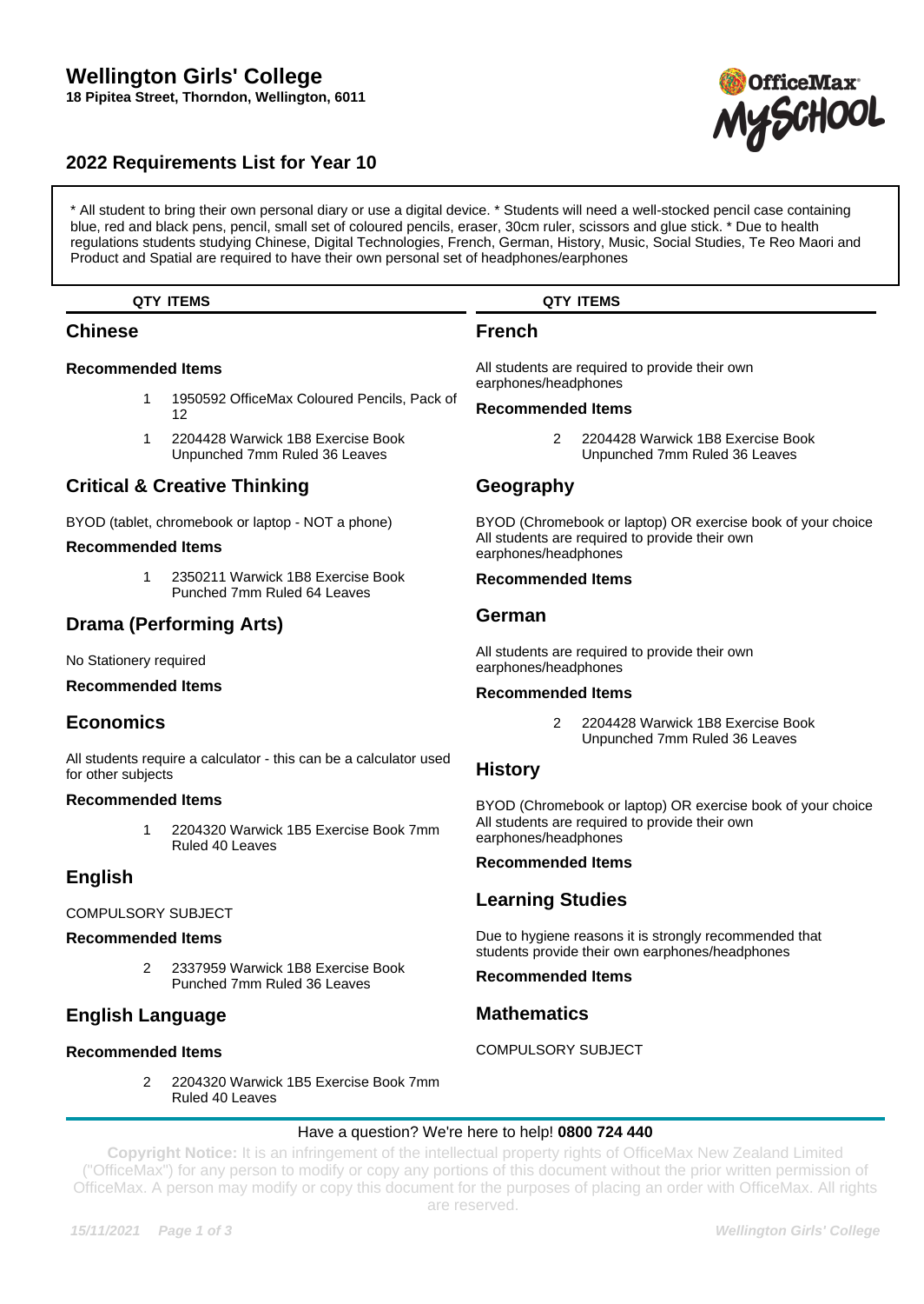# Wellington Girls' College

**18 Pipitea Street, Thorndon, Wellington, 6011**

## 2022 Requirements List for Year 10

* All student to bring their own personal diary or use a digital device. * Students will need a well-stocked pencil case containing blue, red and black pens, pencil, small set of coloured pencils, eraser, 30cm ruler, scissors and glue stick. * Due to health regulations students studying Chinese, Digital Technologies, French, German, History, Music, Social Studies, Te Reo Maori and Product and Spatial are required to have their own personal set of headphones/earphones

| QTY | ITEMS |
|---|---|

### Chinese

**Recommended Items**

| QTY | ITEMS |
|---|---|
| 1 | 1950592 OfficeMax Coloured Pencils, Pack of 12 |
| 1 | 2204428 Warwick 1B8 Exercise Book Unpunched 7mm Ruled 36 Leaves |

### Critical & Creative Thinking

BYOD (tablet, chromebook or laptop - NOT a phone)

**Recommended Items**

| QTY | ITEMS |
|---|---|
| 1 | 2350211 Warwick 1B8 Exercise Book Punched 7mm Ruled 64 Leaves |

### Drama (Performing Arts)

No Stationery required

**Recommended Items**

### Economics

All students require a calculator - this can be a calculator used for other subjects

**Recommended Items**

| QTY | ITEMS |
|---|---|
| 1 | 2204320 Warwick 1B5 Exercise Book 7mm Ruled 40 Leaves |

### English

COMPULSORY SUBJECT

**Recommended Items**

| QTY | ITEMS |
|---|---|
| 2 | 2337959 Warwick 1B8 Exercise Book Punched 7mm Ruled 36 Leaves |

### English Language

**Recommended Items**

| QTY | ITEMS |
|---|---|
| 2 | 2204320 Warwick 1B5 Exercise Book 7mm Ruled 40 Leaves |

### French

All students are required to provide their own earphones/headphones

**Recommended Items**

| QTY | ITEMS |
|---|---|
| 2 | 2204428 Warwick 1B8 Exercise Book Unpunched 7mm Ruled 36 Leaves |

### Geography

BYOD (Chromebook or laptop) OR exercise book of your choice
All students are required to provide their own earphones/headphones

**Recommended Items**

### German

All students are required to provide their own earphones/headphones

**Recommended Items**

| QTY | ITEMS |
|---|---|
| 2 | 2204428 Warwick 1B8 Exercise Book Unpunched 7mm Ruled 36 Leaves |

### History

BYOD (Chromebook or laptop) OR exercise book of your choice
All students are required to provide their own earphones/headphones

**Recommended Items**

### Learning Studies

Due to hygiene reasons it is strongly recommended that students provide their own earphones/headphones

**Recommended Items**

### Mathematics

COMPULSORY SUBJECT

Have a question? We're here to help! **0800 724 440**

**Copyright Notice:** It is an infringement of the intellectual property rights of OfficeMax New Zealand Limited ("OfficeMax") for any person to modify or copy any portions of this document without the prior written permission of OfficeMax. A person may modify or copy this document for the purposes of placing an order with OfficeMax. All rights are reserved.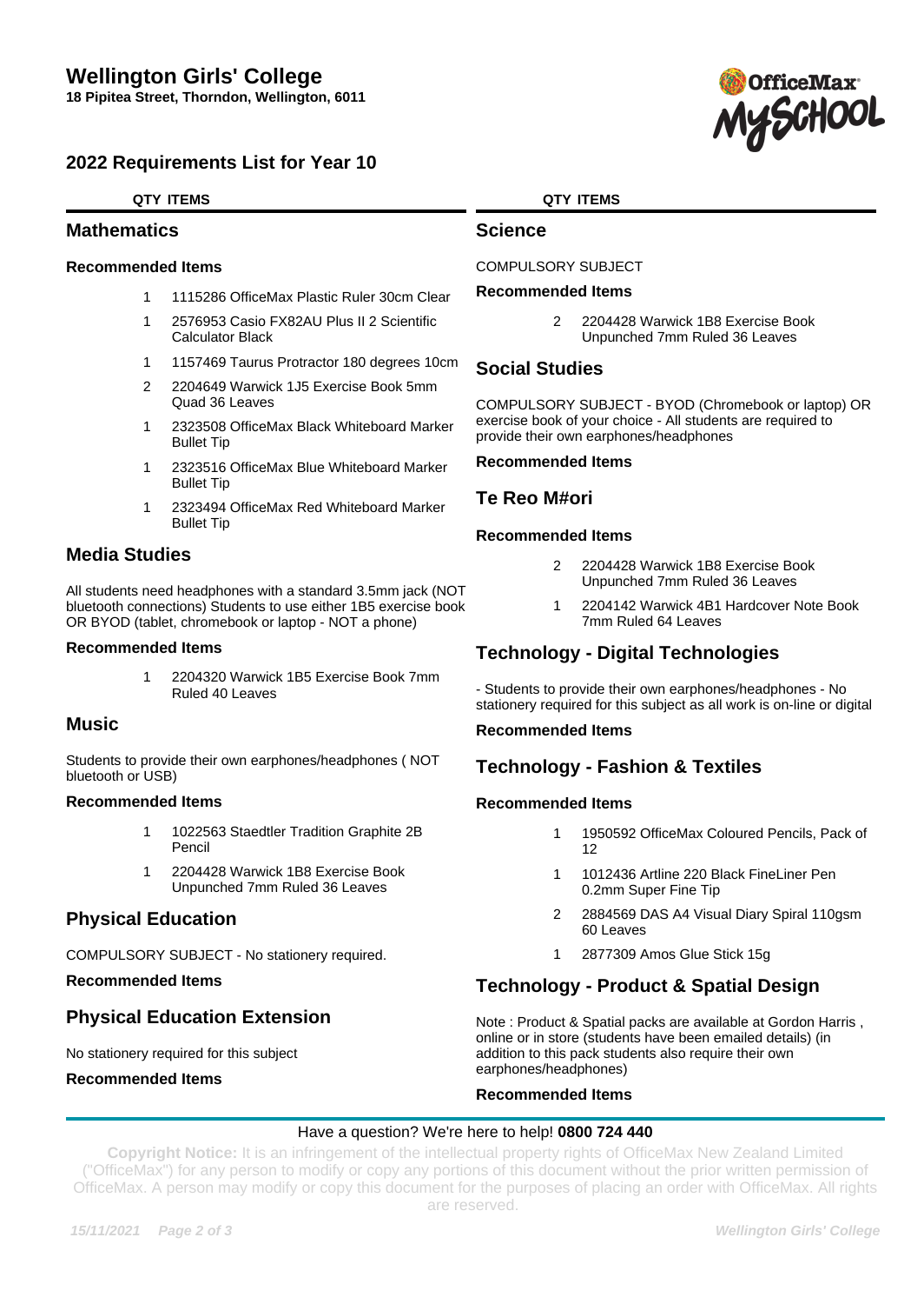# Wellington Girls' College

**18 Pipitea Street, Thorndon, Wellington, 6011**

## 2022 Requirements List for Year 10

## Mathematics

**Recommended Items**

| QTY | ITEMS |
|---|---|
| 1 | 1115286 OfficeMax Plastic Ruler 30cm Clear |
| 1 | 2576953 Casio FX82AU Plus II 2 Scientific Calculator Black |
| 1 | 1157469 Taurus Protractor 180 degrees 10cm |
| 2 | 2204649 Warwick 1J5 Exercise Book 5mm Quad 36 Leaves |
| 1 | 2323508 OfficeMax Black Whiteboard Marker Bullet Tip |
| 1 | 2323516 OfficeMax Blue Whiteboard Marker Bullet Tip |
| 1 | 2323494 OfficeMax Red Whiteboard Marker Bullet Tip |

## Media Studies

All students need headphones with a standard 3.5mm jack (NOT bluetooth connections) Students to use either 1B5 exercise book OR BYOD (tablet, chromebook or laptop - NOT a phone)

**Recommended Items**

| QTY | ITEMS |
|---|---|
| 1 | 2204320 Warwick 1B5 Exercise Book 7mm Ruled 40 Leaves |

## Music

Students to provide their own earphones/headphones ( NOT bluetooth or USB)

**Recommended Items**

| QTY | ITEMS |
|---|---|
| 1 | 1022563 Staedtler Tradition Graphite 2B Pencil |
| 1 | 2204428 Warwick 1B8 Exercise Book Unpunched 7mm Ruled 36 Leaves |

## Physical Education

COMPULSORY SUBJECT - No stationery required.

**Recommended Items**

## Physical Education Extension

No stationery required for this subject

**Recommended Items**

## Science

COMPULSORY SUBJECT

**Recommended Items**

| QTY | ITEMS |
|---|---|
| 2 | 2204428 Warwick 1B8 Exercise Book Unpunched 7mm Ruled 36 Leaves |

## Social Studies

COMPULSORY SUBJECT - BYOD (Chromebook or laptop) OR exercise book of your choice - All students are required to provide their own earphones/headphones

**Recommended Items**

## Te Reo M#ori

**Recommended Items**

| QTY | ITEMS |
|---|---|
| 2 | 2204428 Warwick 1B8 Exercise Book Unpunched 7mm Ruled 36 Leaves |
| 1 | 2204142 Warwick 4B1 Hardcover Note Book 7mm Ruled 64 Leaves |

## Technology - Digital Technologies

- Students to provide their own earphones/headphones - No stationery required for this subject as all work is on-line or digital

**Recommended Items**

## Technology - Fashion & Textiles

**Recommended Items**

| QTY | ITEMS |
|---|---|
| 1 | 1950592 OfficeMax Coloured Pencils, Pack of 12 |
| 1 | 1012436 Artline 220 Black FineLiner Pen 0.2mm Super Fine Tip |
| 2 | 2884569 DAS A4 Visual Diary Spiral 110gsm 60 Leaves |
| 1 | 2877309 Amos Glue Stick 15g |

## Technology - Product & Spatial Design

Note : Product & Spatial packs are available at Gordon Harris , online or in store (students have been emailed details) (in addition to this pack students also require their own earphones/headphones)

**Recommended Items**

Have a question? We're here to help! **0800 724 440**

**Copyright Notice:** It is an infringement of the intellectual property rights of OfficeMax New Zealand Limited ("OfficeMax") for any person to modify or copy any portions of this document without the prior written permission of OfficeMax. A person may modify or copy this document for the purposes of placing an order with OfficeMax. All rights are reserved.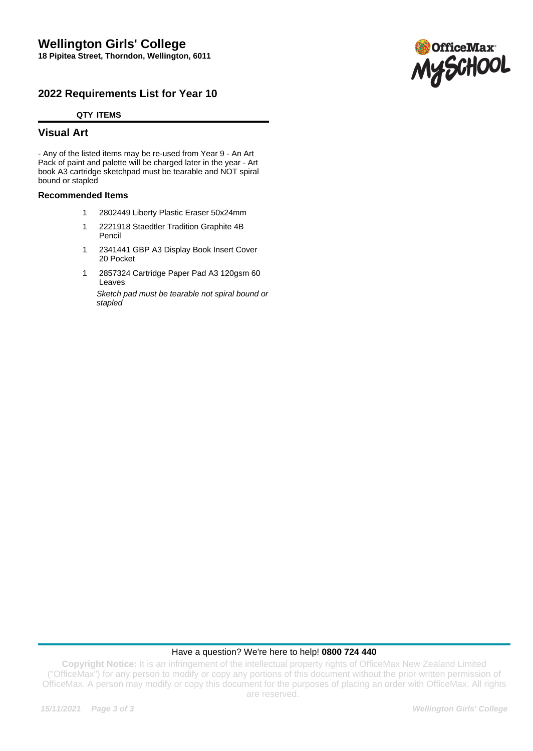# Wellington Girls' College

**18 Pipitea Street, Thorndon, Wellington, 6011**

## 2022 Requirements List for Year 10

| QTY | ITEMS |
|---|---|

### Visual Art

- Any of the listed items may be re-used from Year 9 - An Art Pack of paint and palette will be charged later in the year - Art book A3 cartridge sketchpad must be tearable and NOT spiral bound or stapled

#### Recommended Items

| QTY | ITEMS |
|---|---|
| 1 | 2802449 Liberty Plastic Eraser 50x24mm |
| 1 | 2221918 Staedtler Tradition Graphite 4B Pencil |
| 1 | 2341441 GBP A3 Display Book Insert Cover 20 Pocket |
| 1 | 2857324 Cartridge Paper Pad A3 120gsm 60 Leaves<br>*Sketch pad must be tearable not spiral bound or stapled* |

Have a question? We're here to help! **0800 724 440**

**Copyright Notice:** It is an infringement of the intellectual property rights of OfficeMax New Zealand Limited ("OfficeMax") for any person to modify or copy any portions of this document without the prior written permission of OfficeMax. A person may modify or copy this document for the purposes of placing an order with OfficeMax. All rights are reserved.